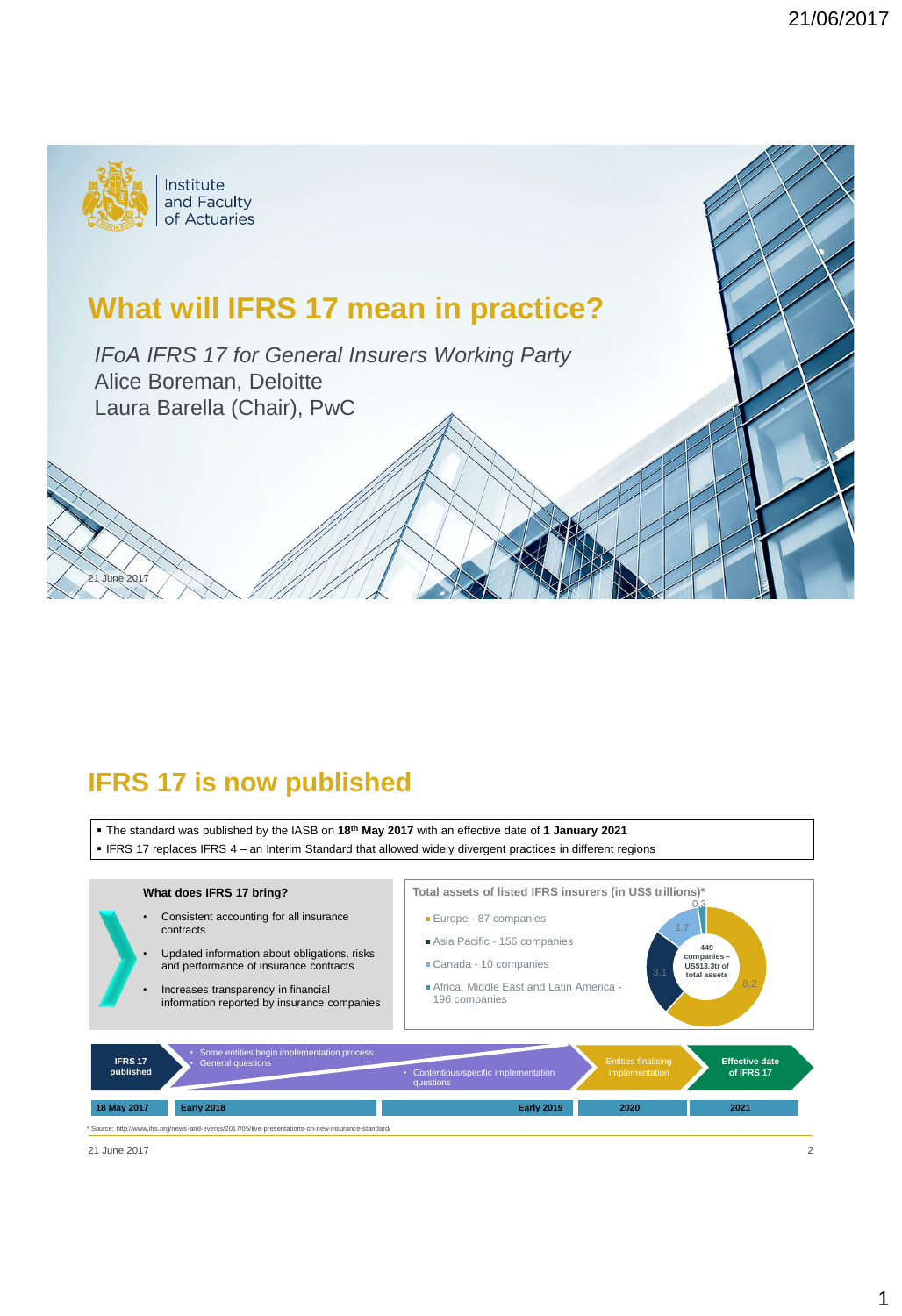# What will IFRS 17 mean in practice?

*IFoA IFRS 17 for General Insurers Working Party*

Alice Boreman, Deloitte

Laura Barella (Chair), PwC

21 June 2017

## IFRS 17 is now published

- The standard was published by the IASB on **18th May 2017** with an effective date of **1 January 2021**
- IFRS 17 replaces IFRS 4 – an Interim Standard that allowed widely divergent practices in different regions

**What does IFRS 17 bring?**

- Consistent accounting for all insurance contracts
- Updated information about obligations, risks and performance of insurance contracts
- Increases transparency in financial information reported by insurance companies

**Total assets of listed IFRS insurers (in US$ trillions)***

- Europe - 87 companies: 8.2
- Asia Pacific - 156 companies: 3.1
- Canada - 10 companies: 1.7
- Africa, Middle East and Latin America - 196 companies: 0.3

449 companies – US$13.3tr of total assets

| 18 May 2017 | Early 2018 | Early 2019 | 2020 | 2021 |
|---|---|---|---|---|
| IFRS 17 published | Some entities begin implementation process; General questions | Contentious/specific implementation questions | Entities finalising implementation | Effective date of IFRS 17 |

* Source: http://www.ifrs.org/news-and-events/2017/05/live-presentations-on-new-insurance-standard/

21 June 2017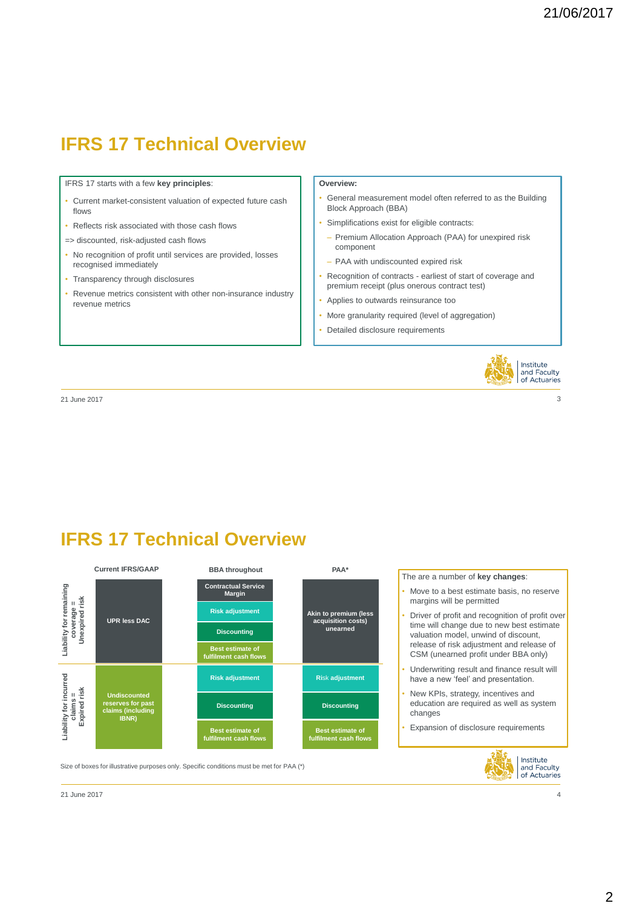# IFRS 17 Technical Overview

IFRS 17 starts with a few **key principles**:

- Current market-consistent valuation of expected future cash flows
- Reflects risk associated with those cash flows

=> discounted, risk-adjusted cash flows

- No recognition of profit until services are provided, losses recognised immediately
- Transparency through disclosures
- Revenue metrics consistent with other non-insurance industry revenue metrics

**Overview:**

- General measurement model often referred to as the Building Block Approach (BBA)
- Simplifications exist for eligible contracts:
  - Premium Allocation Approach (PAA) for unexpired risk component
  - PAA with undiscounted expired risk
- Recognition of contracts - earliest of start of coverage and premium receipt (plus onerous contract test)
- Applies to outwards reinsurance too
- More granularity required (level of aggregation)
- Detailed disclosure requirements

# IFRS 17 Technical Overview

| | Current IFRS/GAAP | BBA throughout | PAA* |
|---|---|---|---|
| Liability for remaining coverage = Unexpired risk | UPR less DAC | Contractual Service Margin<br>Risk adjustment<br>Discounting<br>Best estimate of fulfilment cash flows | Akin to premium (less acquisition costs) unearned |
| Liability for incurred claims = Expired risk | Undiscounted reserves for past claims (including IBNR) | Risk adjustment<br>Discounting<br>Best estimate of fulfilment cash flows | Risk adjustment<br>Discounting<br>Best estimate of fulfilment cash flows |

Size of boxes for illustrative purposes only. Specific conditions must be met for PAA (*)

The are a number of **key changes**:

- Move to a best estimate basis, no reserve margins will be permitted
- Driver of profit and recognition of profit over time will change due to new best estimate valuation model, unwind of discount, release of risk adjustment and release of CSM (unearned profit under BBA only)
- Underwriting result and finance result will have a new 'feel' and presentation.
- New KPIs, strategy, incentives and education are required as well as system changes
- Expansion of disclosure requirements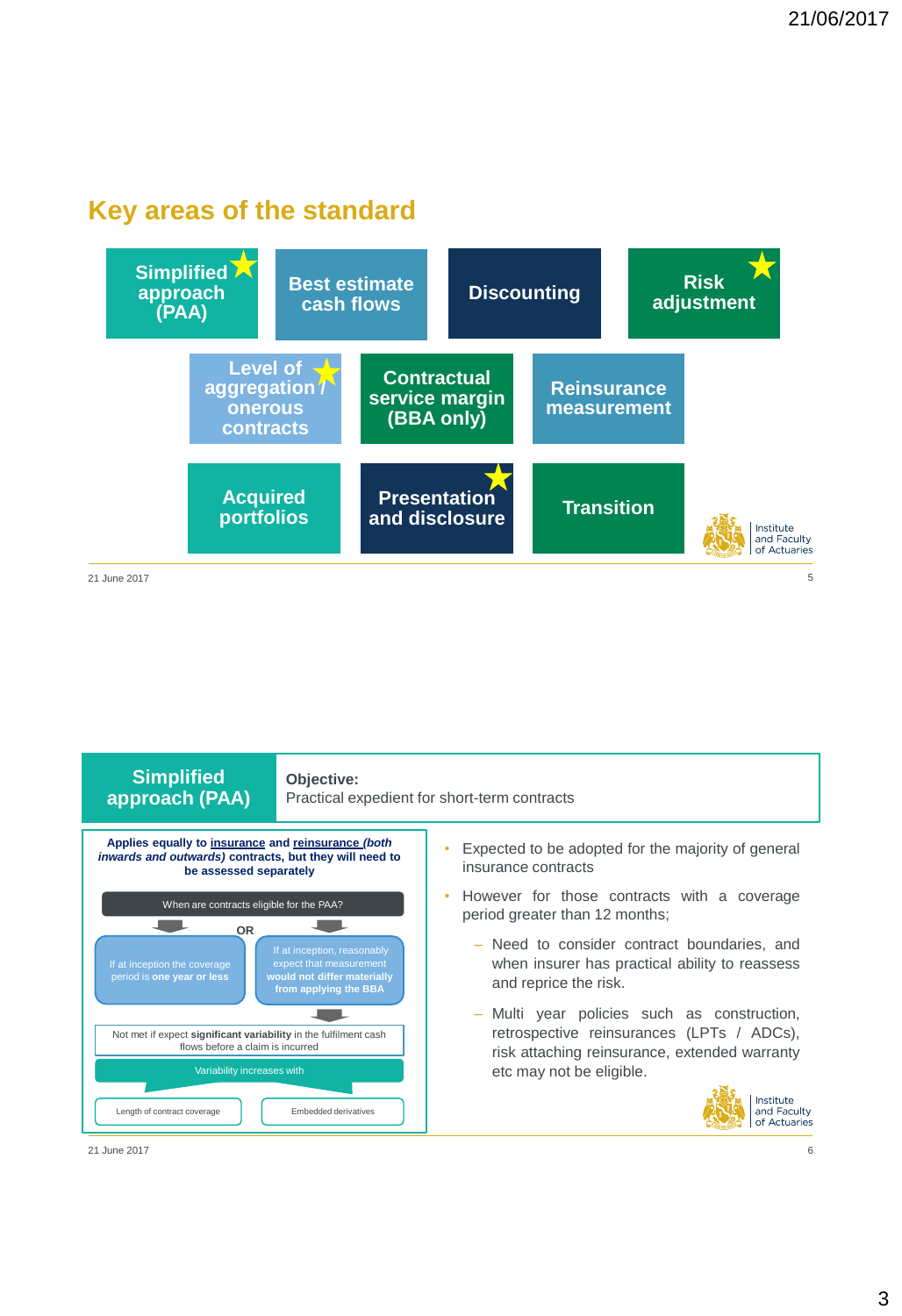## Key areas of the standard

- Simplified approach (PAA) ★
- Best estimate cash flows
- Discounting
- Risk adjustment ★
- Level of aggregation / onerous contracts ★
- Contractual service margin (BBA only)
- Reinsurance measurement
- Acquired portfolios
- Presentation and disclosure ★
- Transition

Institute and Faculty of Actuaries

21 June 2017

## Simplified approach (PAA)

**Objective:**
Practical expedient for short-term contracts

**Applies equally to insurance and reinsurance *(both inwards and outwards)* contracts, but they will need to be assessed separately**

When are contracts eligible for the PAA?

- If at inception the coverage period is **one year or less**

OR

- If at inception, reasonably expect that measurement **would not differ materially from applying the BBA**

Not met if expect **significant variability** in the fulfilment cash flows before a claim is incurred

Variability increases with

- Length of contract coverage
- Embedded derivatives

- Expected to be adopted for the majority of general insurance contracts
- However for those contracts with a coverage period greater than 12 months;
  - Need to consider contract boundaries, and when insurer has practical ability to reassess and reprice the risk.
  - Multi year policies such as construction, retrospective reinsurances (LPTs / ADCs), risk attaching reinsurance, extended warranty etc may not be eligible.

Institute and Faculty of Actuaries

21 June 2017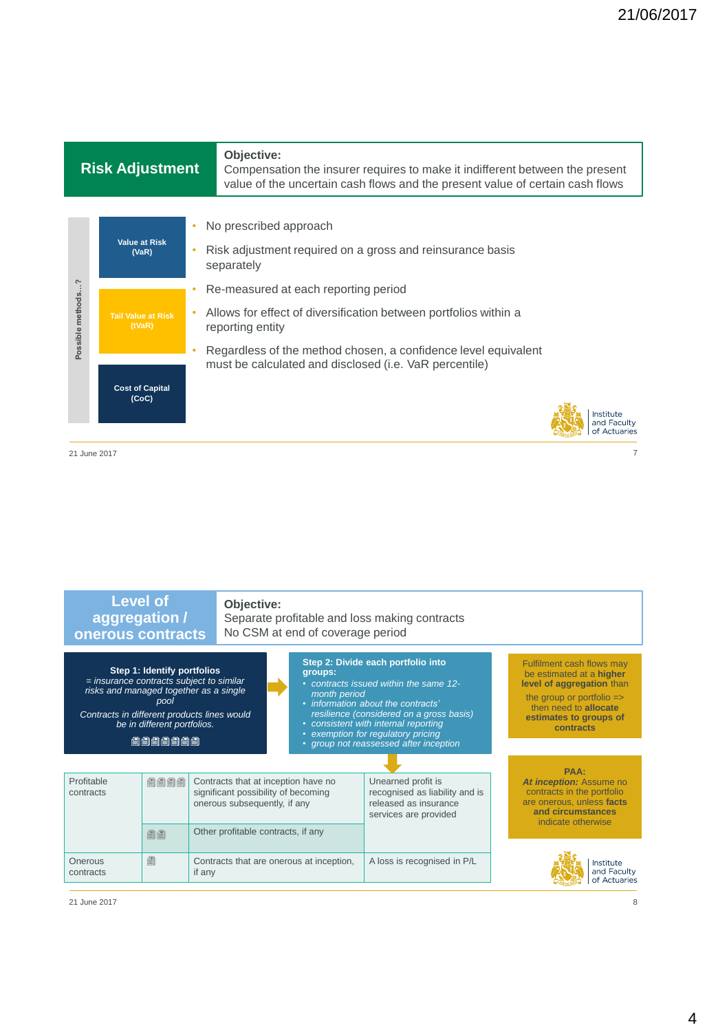## Risk Adjustment

**Objective:**
Compensation the insurer requires to make it indifferent between the present value of the uncertain cash flows and the present value of certain cash flows

Possible methods…?

- Value at Risk (VaR)
- Tail Value at Risk (tVaR)
- Cost of Capital (CoC)

- No prescribed approach
- Risk adjustment required on a gross and reinsurance basis separately
- Re-measured at each reporting period
- Allows for effect of diversification between portfolios within a reporting entity
- Regardless of the method chosen, a confidence level equivalent must be calculated and disclosed (i.e. VaR percentile)

Institute and Faculty of Actuaries

21 June 2017

## Level of aggregation / onerous contracts

**Objective:**
Separate profitable and loss making contracts
No CSM at end of coverage period

**Step 1: Identify portfolios**
*= insurance contracts subject to similar risks and managed together as a single pool*

*Contracts in different products lines would be in different portfolios.*

**Step 2: Divide each portfolio into groups:**

- *contracts issued within the same 12-month period*
- *information about the contracts' resilience (considered on a gross basis)*
- *consistent with internal reporting*
- *exemption for regulatory pricing*
- *group not reassessed after inception*

Fulfilment cash flows may be estimated at a **higher level of aggregation** than the group or portfolio => then need to **allocate estimates to groups of contracts**

| | | | |
|---|---|---|---|
| Profitable contracts | Contracts that at inception have no significant possibility of becoming onerous subsequently, if any | | Unearned profit is recognised as liability and is released as insurance services are provided |
| | Other profitable contracts, if any | | |
| Onerous contracts | Contracts that are onerous at inception, if any | | A loss is recognised in P/L |

**PAA:**
***At inception:*** Assume no contracts in the portfolio are onerous, unless **facts and circumstances** indicate otherwise

Institute and Faculty of Actuaries

21 June 2017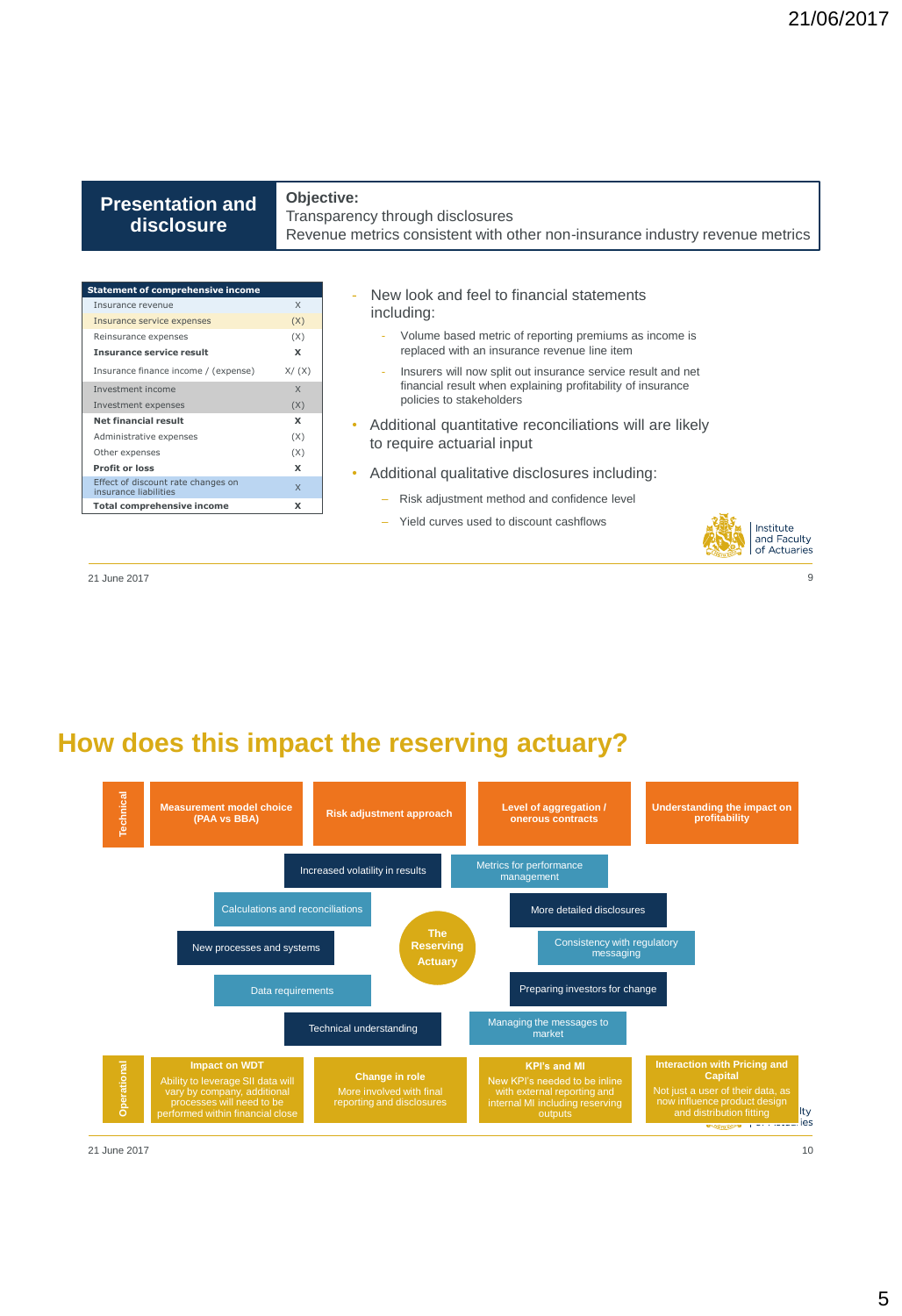## Presentation and disclosure

**Objective:**
Transparency through disclosures
Revenue metrics consistent with other non-insurance industry revenue metrics

| Statement of comprehensive income | |
|---|---|
| Insurance revenue | X |
| Insurance service expenses | (X) |
| Reinsurance expenses | (X) |
| **Insurance service result** | **X** |
| Insurance finance income / (expense) | X/ (X) |
| Investment income | X |
| Investment expenses | (X) |
| **Net financial result** | **X** |
| Administrative expenses | (X) |
| Other expenses | (X) |
| **Profit or loss** | **X** |
| Effect of discount rate changes on insurance liabilities | X |
| **Total comprehensive income** | **X** |

- New look and feel to financial statements including:
  - Volume based metric of reporting premiums as income is replaced with an insurance revenue line item
  - Insurers will now split out insurance service result and net financial result when explaining profitability of insurance policies to stakeholders
- Additional quantitative reconciliations will are likely to require actuarial input
- Additional qualitative disclosures including:
  - Risk adjustment method and confidence level
  - Yield curves used to discount cashflows

Institute and Faculty of Actuaries

21 June 2017

# How does this impact the reserving actuary?

**Technical**

- **Measurement model choice (PAA vs BBA)**
- **Risk adjustment approach**
- **Level of aggregation / onerous contracts**
- **Understanding the impact on profitability**

**The Reserving Actuary**

- Increased volatility in results
- Metrics for performance management
- Calculations and reconciliations
- More detailed disclosures
- New processes and systems
- Consistency with regulatory messaging
- Data requirements
- Preparing investors for change
- Technical understanding
- Managing the messages to market

**Operational**

- **Impact on WDT** – Ability to leverage SII data will vary by company, additional processes will need to be performed within financial close
- **Change in role** – More involved with final reporting and disclosures
- **KPI's and MI** – New KPI's needed to be inline with external reporting and internal MI including reserving outputs
- **Interaction with Pricing and Capital** – Not just a user of their data, as now influence product design and distribution fitting

21 June 2017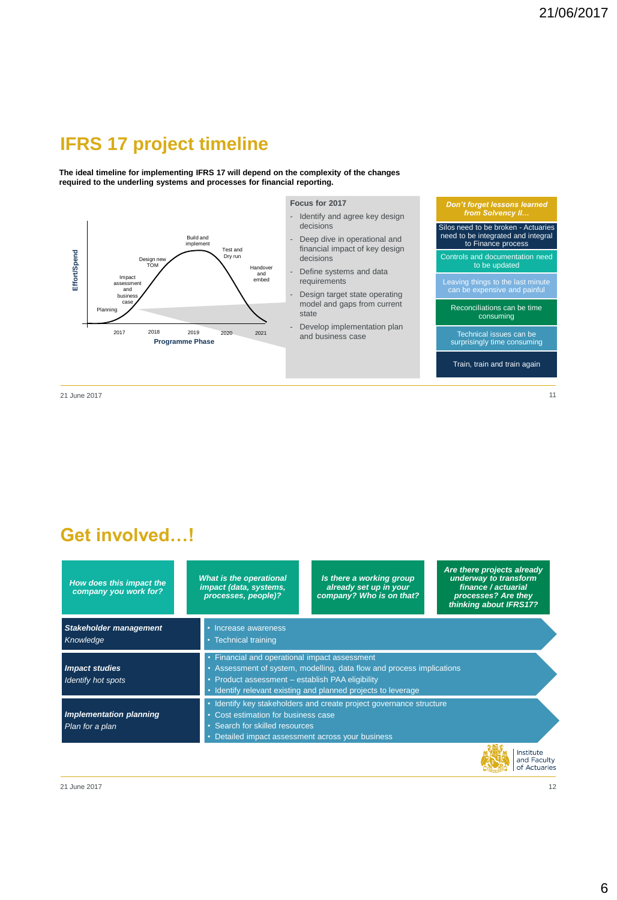# IFRS 17 project timeline

**The ideal timeline for implementing IFRS 17 will depend on the complexity of the changes required to the underling systems and processes for financial reporting.**

Effort/Spend

Planning · Impact assessment and business case · Design new TOM · Build and implement · Test and Dry run · Handover and embed

2017 · 2018 · 2019 · 2020 · 2021

**Programme Phase**

**Focus for 2017**

- Identify and agree key design decisions
- Deep dive in operational and financial impact of key design decisions
- Define systems and data requirements
- Design target state operating model and gaps from current state
- Develop implementation plan and business case

***Don't forget lessons learned from Solvency II…***

- Silos need to be broken - Actuaries need to be integrated and integral to Finance process
- Controls and documentation need to be updated
- Leaving things to the last minute can be expensive and painful
- Reconciliations can be time consuming
- Technical issues can be surprisingly time consuming
- Train, train and train again

21 June 2017

# Get involved…!

***How does this impact the company you work for?***

***What is the operational impact (data, systems, processes, people)?***

***Is there a working group already set up in your company? Who is on that?***

***Are there projects already underway to transform finance / actuarial processes? Are they thinking about IFRS17?***

| | |
|---|---|
| ***Stakeholder management*** *Knowledge* | • Increase awareness<br>• Technical training |
| ***Impact studies*** *Identify hot spots* | • Financial and operational impact assessment<br>• Assessment of system, modelling, data flow and process implications<br>• Product assessment – establish PAA eligibility<br>• Identify relevant existing and planned projects to leverage |
| ***Implementation planning*** *Plan for a plan* | • Identify key stakeholders and create project governance structure<br>• Cost estimation for business case<br>• Search for skilled resources<br>• Detailed impact assessment across your business |

Institute and Faculty of Actuaries

21 June 2017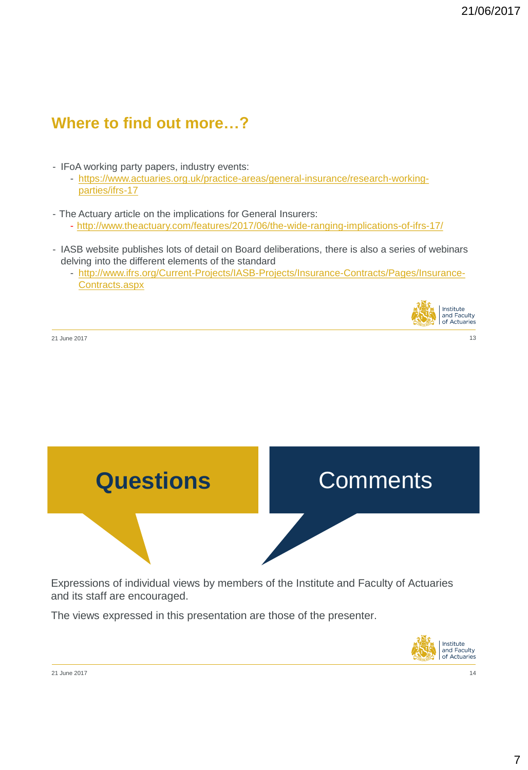## Where to find out more…?

- IFoA working party papers, industry events:
  - https://www.actuaries.org.uk/practice-areas/general-insurance/research-working-parties/ifrs-17
- The Actuary article on the implications for General Insurers:
  - http://www.theactuary.com/features/2017/06/the-wide-ranging-implications-of-ifrs-17/
- IASB website publishes lots of detail on Board deliberations, there is also a series of webinars delving into the different elements of the standard
  - http://www.ifrs.org/Current-Projects/IASB-Projects/Insurance-Contracts/Pages/Insurance-Contracts.aspx

21 June 2017

## Questions

## Comments

Expressions of individual views by members of the Institute and Faculty of Actuaries and its staff are encouraged.

The views expressed in this presentation are those of the presenter.

21 June 2017